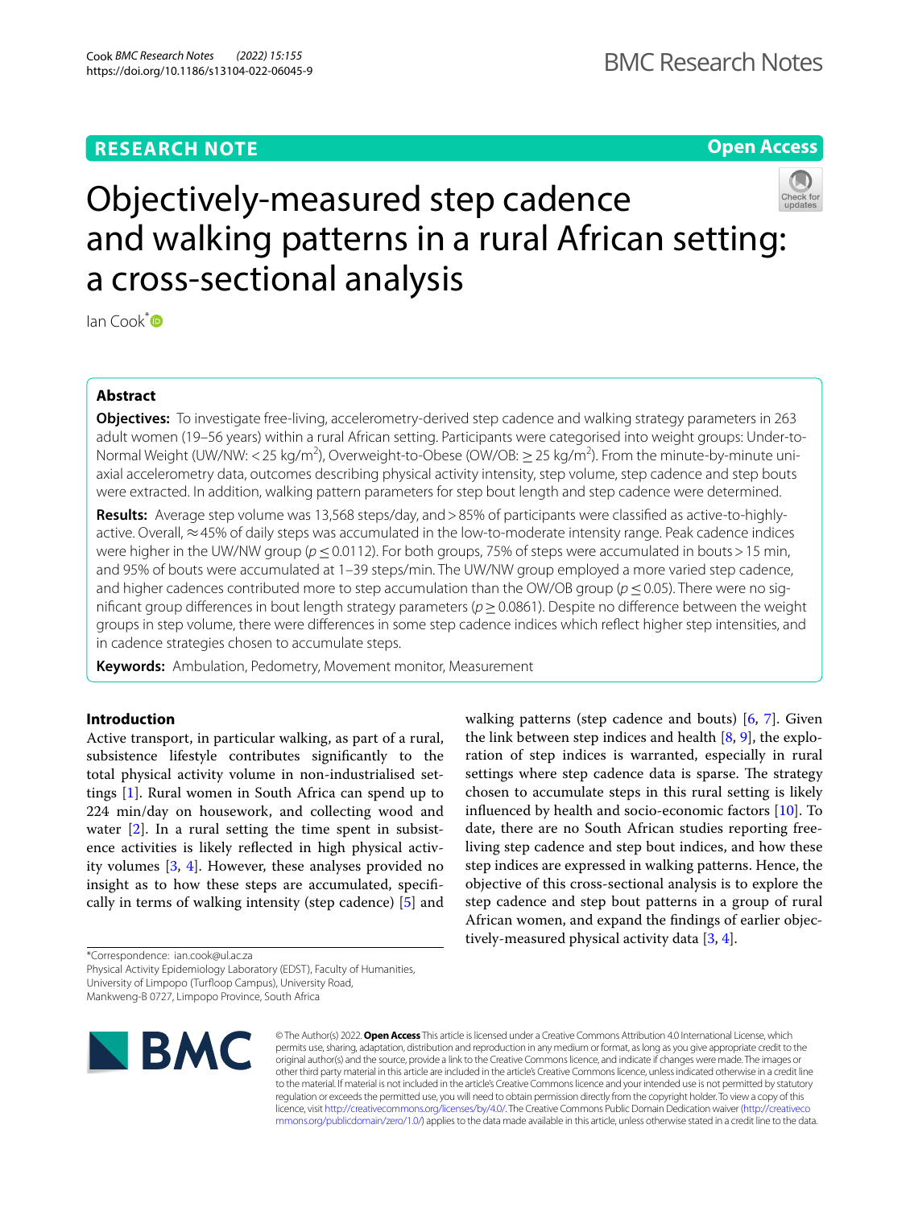RESEARCH NOTE

Open Access

# Objectively-measured step cadence and walking patterns in a rural African setting: a cross-sectional analysis

Ian Cook*

## Abstract

**Objectives:** To investigate free-living, accelerometry-derived step cadence and walking strategy parameters in 263 adult women (19–56 years) within a rural African setting. Participants were categorised into weight groups: Under-to-Normal Weight (UW/NW: < 25 kg/m$^2$), Overweight-to-Obese (OW/OB: ≥ 25 kg/m$^2$). From the minute-by-minute uni-axial accelerometry data, outcomes describing physical activity intensity, step volume, step cadence and step bouts were extracted. In addition, walking pattern parameters for step bout length and step cadence were determined.

**Results:** Average step volume was 13,568 steps/day, and > 85% of participants were classified as active-to-highly-active. Overall, ≈ 45% of daily steps was accumulated in the low-to-moderate intensity range. Peak cadence indices were higher in the UW/NW group ($p \leq 0.0112$). For both groups, 75% of steps were accumulated in bouts > 15 min, and 95% of bouts were accumulated at 1–39 steps/min. The UW/NW group employed a more varied step cadence, and higher cadences contributed more to step accumulation than the OW/OB group ($p \leq 0.05$). There were no significant group differences in bout length strategy parameters ($p \geq 0.0861$). Despite no difference between the weight groups in step volume, there were differences in some step cadence indices which reflect higher step intensities, and in cadence strategies chosen to accumulate steps.

**Keywords:** Ambulation, Pedometry, Movement monitor, Measurement

## Introduction

Active transport, in particular walking, as part of a rural, subsistence lifestyle contributes significantly to the total physical activity volume in non-industrialised settings [1]. Rural women in South Africa can spend up to 224 min/day on housework, and collecting wood and water [2]. In a rural setting the time spent in subsistence activities is likely reflected in high physical activity volumes [3, 4]. However, these analyses provided no insight as to how these steps are accumulated, specifically in terms of walking intensity (step cadence) [5] and walking patterns (step cadence and bouts) [6, 7]. Given the link between step indices and health [8, 9], the exploration of step indices is warranted, especially in rural settings where step cadence data is sparse. The strategy chosen to accumulate steps in this rural setting is likely influenced by health and socio-economic factors [10]. To date, there are no South African studies reporting free-living step cadence and step bout indices, and how these step indices are expressed in walking patterns. Hence, the objective of this cross-sectional analysis is to explore the step cadence and step bout patterns in a group of rural African women, and expand the findings of earlier objectively-measured physical activity data [3, 4].

*Correspondence: ian.cook@ul.ac.za
Physical Activity Epidemiology Laboratory (EDST), Faculty of Humanities, University of Limpopo (Turfloop Campus), University Road, Mankweng-B 0727, Limpopo Province, South Africa

© The Author(s) 2022. **Open Access** This article is licensed under a Creative Commons Attribution 4.0 International License, which permits use, sharing, adaptation, distribution and reproduction in any medium or format, as long as you give appropriate credit to the original author(s) and the source, provide a link to the Creative Commons licence, and indicate if changes were made. The images or other third party material in this article are included in the article's Creative Commons licence, unless indicated otherwise in a credit line to the material. If material is not included in the article's Creative Commons licence and your intended use is not permitted by statutory regulation or exceeds the permitted use, you will need to obtain permission directly from the copyright holder. To view a copy of this licence, visit http://creativecommons.org/licenses/by/4.0/. The Creative Commons Public Domain Dedication waiver (http://creativecommons.org/publicdomain/zero/1.0/) applies to the data made available in this article, unless otherwise stated in a credit line to the data.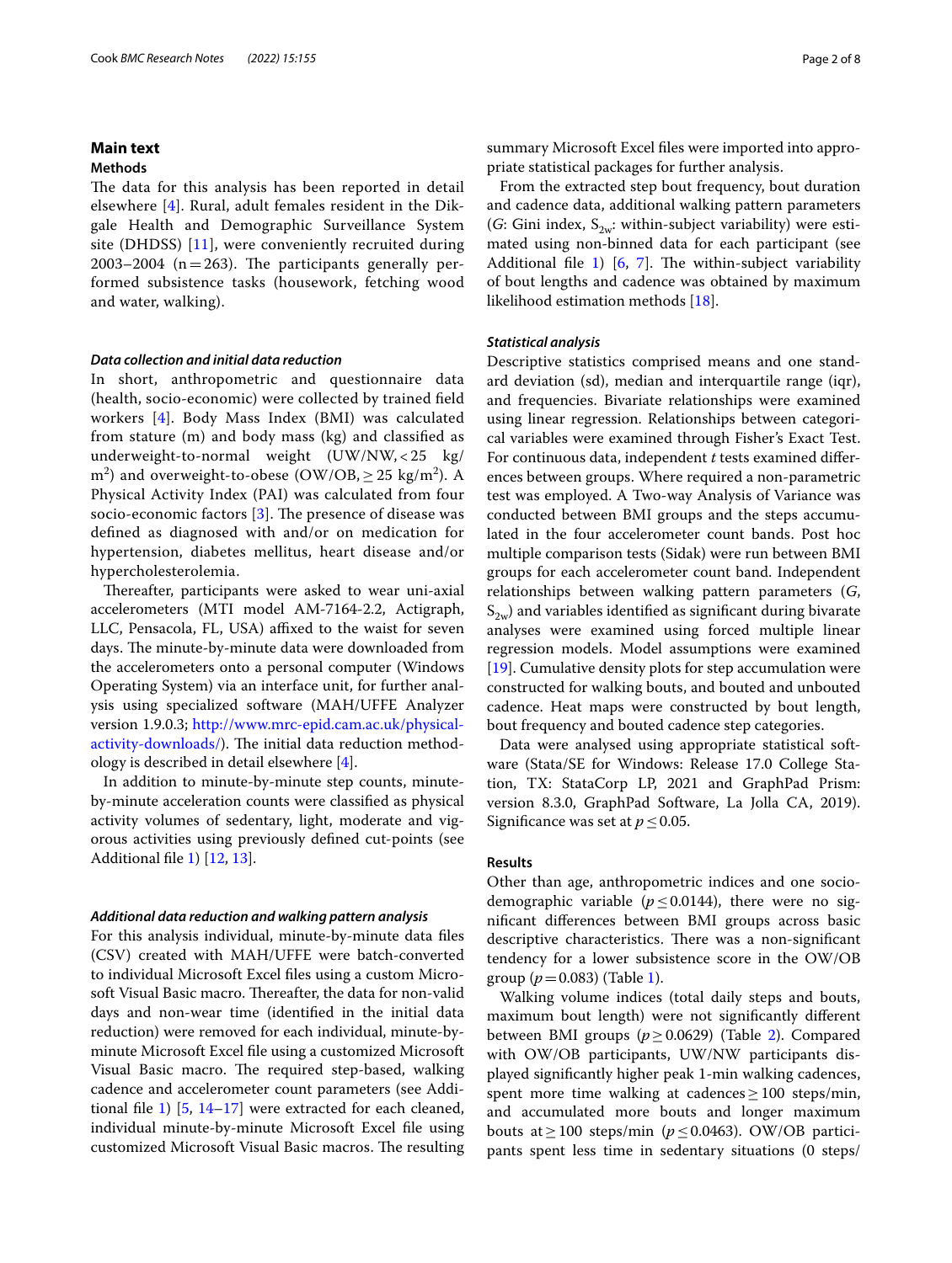## Main text

### Methods

The data for this analysis has been reported in detail elsewhere [4]. Rural, adult females resident in the Dikgale Health and Demographic Surveillance System site (DHDSS) [11], were conveniently recruited during 2003–2004 (n = 263). The participants generally performed subsistence tasks (housework, fetching wood and water, walking).

#### *Data collection and initial data reduction*

In short, anthropometric and questionnaire data (health, socio-economic) were collected by trained field workers [4]. Body Mass Index (BMI) was calculated from stature (m) and body mass (kg) and classified as underweight-to-normal weight (UW/NW, < 25 kg/m$^2$) and overweight-to-obese (OW/OB, ≥ 25 kg/m$^2$). A Physical Activity Index (PAI) was calculated from four socio-economic factors [3]. The presence of disease was defined as diagnosed with and/or on medication for hypertension, diabetes mellitus, heart disease and/or hypercholesterolemia.

Thereafter, participants were asked to wear uni-axial accelerometers (MTI model AM-7164-2.2, Actigraph, LLC, Pensacola, FL, USA) affixed to the waist for seven days. The minute-by-minute data were downloaded from the accelerometers onto a personal computer (Windows Operating System) via an interface unit, for further analysis using specialized software (MAH/UFFE Analyzer version 1.9.0.3; http://www.mrc-epid.cam.ac.uk/physical-activity-downloads/). The initial data reduction methodology is described in detail elsewhere [4].

In addition to minute-by-minute step counts, minute-by-minute acceleration counts were classified as physical activity volumes of sedentary, light, moderate and vigorous activities using previously defined cut-points (see Additional file 1) [12, 13].

#### *Additional data reduction and walking pattern analysis*

For this analysis individual, minute-by-minute data files (CSV) created with MAH/UFFE were batch-converted to individual Microsoft Excel files using a custom Microsoft Visual Basic macro. Thereafter, the data for non-valid days and non-wear time (identified in the initial data reduction) were removed for each individual, minute-by-minute Microsoft Excel file using a customized Microsoft Visual Basic macro. The required step-based, walking cadence and accelerometer count parameters (see Additional file 1) [5, 14–17] were extracted for each cleaned, individual minute-by-minute Microsoft Excel file using customized Microsoft Visual Basic macros. The resulting summary Microsoft Excel files were imported into appropriate statistical packages for further analysis.

From the extracted step bout frequency, bout duration and cadence data, additional walking pattern parameters (*G*: Gini index, $S_{2w}$: within-subject variability) were estimated using non-binned data for each participant (see Additional file 1) [6, 7]. The within-subject variability of bout lengths and cadence was obtained by maximum likelihood estimation methods [18].

#### *Statistical analysis*

Descriptive statistics comprised means and one standard deviation (sd), median and interquartile range (iqr), and frequencies. Bivariate relationships were examined using linear regression. Relationships between categorical variables were examined through Fisher's Exact Test. For continuous data, independent *t* tests examined differences between groups. Where required a non-parametric test was employed. A Two-way Analysis of Variance was conducted between BMI groups and the steps accumulated in the four accelerometer count bands. Post hoc multiple comparison tests (Sidak) were run between BMI groups for each accelerometer count band. Independent relationships between walking pattern parameters (*G*, $S_{2w}$) and variables identified as significant during bivariate analyses were examined using forced multiple linear regression models. Model assumptions were examined [19]. Cumulative density plots for step accumulation were constructed for walking bouts, and bouted and unbouted cadence. Heat maps were constructed by bout length, bout frequency and bouted cadence step categories.

Data were analysed using appropriate statistical software (Stata/SE for Windows: Release 17.0 College Station, TX: StataCorp LP, 2021 and GraphPad Prism: version 8.3.0, GraphPad Software, La Jolla CA, 2019). Significance was set at $p \leq 0.05$.

### Results

Other than age, anthropometric indices and one socio-demographic variable ($p \leq 0.0144$), there were no significant differences between BMI groups across basic descriptive characteristics. There was a non-significant tendency for a lower subsistence score in the OW/OB group ($p = 0.083$) (Table 1).

Walking volume indices (total daily steps and bouts, maximum bout length) were not significantly different between BMI groups ($p \geq 0.0629$) (Table 2). Compared with OW/OB participants, UW/NW participants displayed significantly higher peak 1-min walking cadences, spent more time walking at cadences ≥ 100 steps/min, and accumulated more bouts and longer maximum bouts at ≥ 100 steps/min ($p \leq 0.0463$). OW/OB participants spent less time in sedentary situations (0 steps/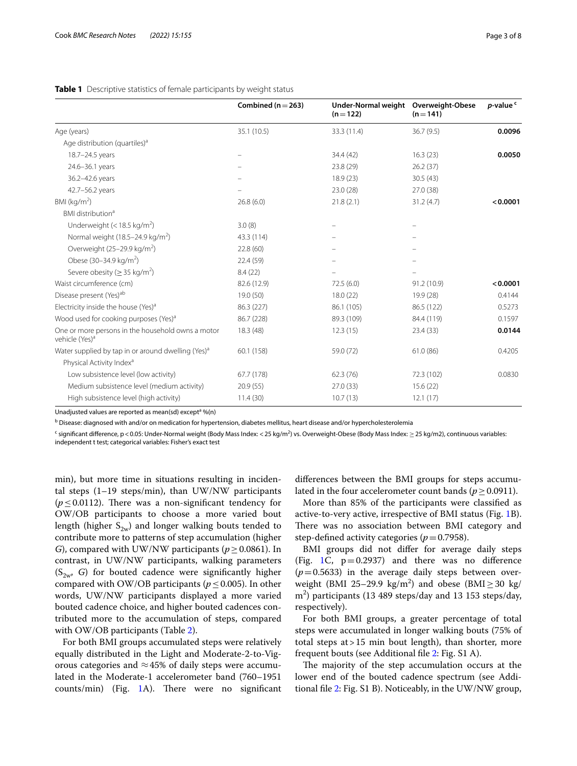**Table 1** Descriptive statistics of female participants by weight status

| | Combined (n = 263) | Under-Normal weight (n = 122) | Overweight-Obese (n = 141) | *p*-value [c] |
|---|---|---|---|---|
| Age (years) | 35.1 (10.5) | 33.3 (11.4) | 36.7 (9.5) | **0.0096** |
| Age distribution (quartiles)[a] | | | | |
| 18.7–24.5 years | – | 34.4 (42) | 16.3 (23) | **0.0050** |
| 24.6–36.1 years | – | 23.8 (29) | 26.2 (37) | |
| 36.2–42.6 years | – | 18.9 (23) | 30.5 (43) | |
| 42.7–56.2 years | – | 23.0 (28) | 27.0 (38) | |
| BMI (kg/m$^2$) | 26.8 (6.0) | 21.8 (2.1) | 31.2 (4.7) | **< 0.0001** |
| BMI distribution[a] | | | | |
| Underweight (< 18.5 kg/m$^2$) | 3.0 (8) | – | – | |
| Normal weight (18.5–24.9 kg/m$^2$) | 43.3 (114) | – | – | |
| Overweight (25–29.9 kg/m$^2$) | 22.8 (60) | – | – | |
| Obese (30–34.9 kg/m$^2$) | 22.4 (59) | – | – | |
| Severe obesity (≥ 35 kg/m$^2$) | 8.4 (22) | – | – | |
| Waist circumference (cm) | 82.6 (12.9) | 72.5 (6.0) | 91.2 (10.9) | **< 0.0001** |
| Disease present (Yes)[ab] | 19.0 (50) | 18.0 (22) | 19.9 (28) | 0.4144 |
| Electricity inside the house (Yes)[a] | 86.3 (227) | 86.1 (105) | 86.5 (122) | 0.5273 |
| Wood used for cooking purposes (Yes)[a] | 86.7 (228) | 89.3 (109) | 84.4 (119) | 0.1597 |
| One or more persons in the household owns a motor vehicle (Yes)[a] | 18.3 (48) | 12.3 (15) | 23.4 (33) | **0.0144** |
| Water supplied by tap in or around dwelling (Yes)[a] | 60.1 (158) | 59.0 (72) | 61.0 (86) | 0.4205 |
| Physical Activity Index[a] | | | | |
| Low subsistence level (low activity) | 67.7 (178) | 62.3 (76) | 72.3 (102) | 0.0830 |
| Medium subsistence level (medium activity) | 20.9 (55) | 27.0 (33) | 15.6 (22) | |
| High subsistence level (high activity) | 11.4 (30) | 10.7 (13) | 12.1 (17) | |

Unadjusted values are reported as mean(sd) except[a] %(n)

[b] Disease: diagnosed with and/or on medication for hypertension, diabetes mellitus, heart disease and/or hypercholesterolemia

[c] significant difference, p < 0.05: Under-Normal weight (Body Mass Index: < 25 kg/m$^2$) vs. Overweight-Obese (Body Mass Index: ≥ 25 kg/m2), continuous variables: independent t test; categorical variables: Fisher's exact test

min), but more time in situations resulting in incidental steps (1–19 steps/min), than UW/NW participants ($p \leq 0.0112$). There was a non-significant tendency for OW/OB participants to choose a more varied bout length (higher $S_{2w}$) and longer walking bouts tended to contribute more to patterns of step accumulation (higher *G*), compared with UW/NW participants ($p \geq 0.0861$). In contrast, in UW/NW participants, walking parameters ($S_{2w}$, *G*) for bouted cadence were significantly higher compared with OW/OB participants ($p \leq 0.005$). In other words, UW/NW participants displayed a more varied bouted cadence choice, and higher bouted cadences contributed more to the accumulation of steps, compared with OW/OB participants (Table 2).

For both BMI groups accumulated steps were relatively equally distributed in the Light and Moderate-2-to-Vigorous categories and ≈45% of daily steps were accumulated in the Moderate-1 accelerometer band (760–1951 counts/min) (Fig. 1A). There were no significant differences between the BMI groups for steps accumulated in the four accelerometer count bands ($p \geq 0.0911$).

More than 85% of the participants were classified as active-to-very active, irrespective of BMI status (Fig. 1B). There was no association between BMI category and step-defined activity categories ($p = 0.7958$).

BMI groups did not differ for average daily steps (Fig. 1C, $p = 0.2937$) and there was no difference ($p = 0.5633$) in the average daily steps between overweight (BMI 25–29.9 kg/m$^2$) and obese (BMI ≥ 30 kg/m$^2$) participants (13 489 steps/day and 13 153 steps/day, respectively).

For both BMI groups, a greater percentage of total steps were accumulated in longer walking bouts (75% of total steps at > 15 min bout length), than shorter, more frequent bouts (see Additional file 2: Fig. S1 A).

The majority of the step accumulation occurs at the lower end of the bouted cadence spectrum (see Additional file 2: Fig. S1 B). Noticeably, in the UW/NW group,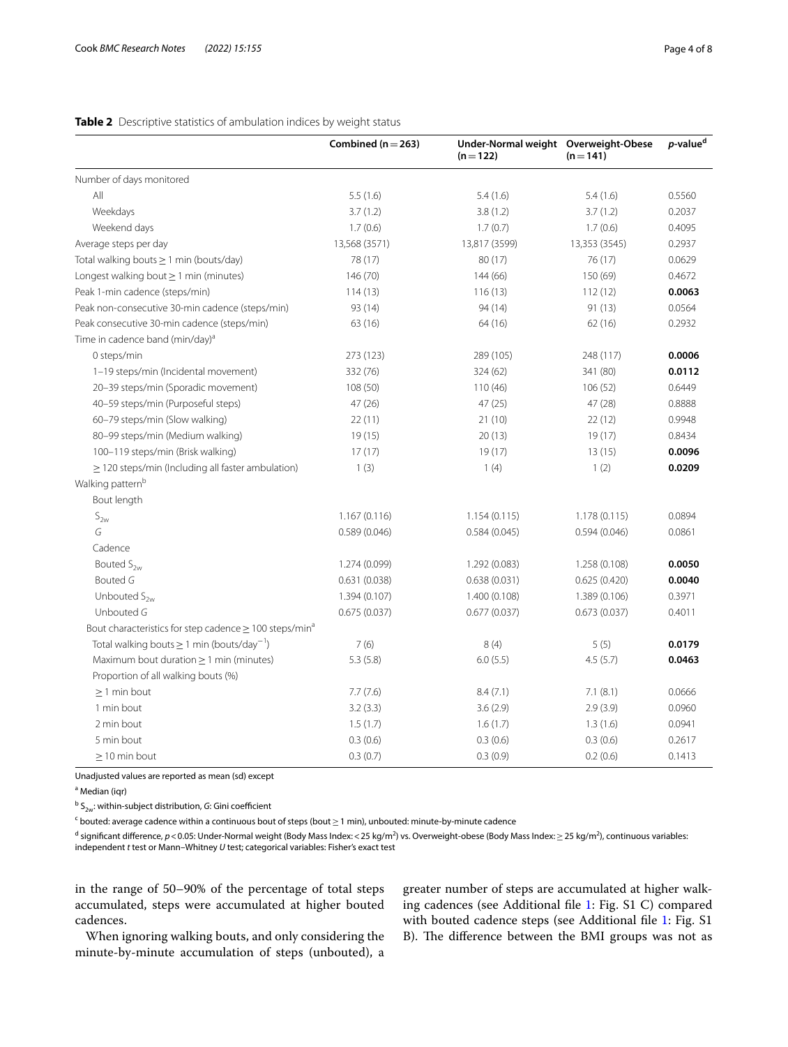**Table 2** Descriptive statistics of ambulation indices by weight status

| | Combined (n = 263) | Under-Normal weight (n = 122) | Overweight-Obese (n = 141) | *p*-value[d] |
|---|---|---|---|---|
| Number of days monitored | | | | |
| All | 5.5 (1.6) | 5.4 (1.6) | 5.4 (1.6) | 0.5560 |
| Weekdays | 3.7 (1.2) | 3.8 (1.2) | 3.7 (1.2) | 0.2037 |
| Weekend days | 1.7 (0.6) | 1.7 (0.7) | 1.7 (0.6) | 0.4095 |
| Average steps per day | 13,568 (3571) | 13,817 (3599) | 13,353 (3545) | 0.2937 |
| Total walking bouts ≥ 1 min (bouts/day) | 78 (17) | 80 (17) | 76 (17) | 0.0629 |
| Longest walking bout ≥ 1 min (minutes) | 146 (70) | 144 (66) | 150 (69) | 0.4672 |
| Peak 1-min cadence (steps/min) | 114 (13) | 116 (13) | 112 (12) | **0.0063** |
| Peak non-consecutive 30-min cadence (steps/min) | 93 (14) | 94 (14) | 91 (13) | 0.0564 |
| Peak consecutive 30-min cadence (steps/min) | 63 (16) | 64 (16) | 62 (16) | 0.2932 |
| Time in cadence band (min/day)[a] | | | | |
| 0 steps/min | 273 (123) | 289 (105) | 248 (117) | **0.0006** |
| 1–19 steps/min (Incidental movement) | 332 (76) | 324 (62) | 341 (80) | **0.0112** |
| 20–39 steps/min (Sporadic movement) | 108 (50) | 110 (46) | 106 (52) | 0.6449 |
| 40–59 steps/min (Purposeful steps) | 47 (26) | 47 (25) | 47 (28) | 0.8888 |
| 60–79 steps/min (Slow walking) | 22 (11) | 21 (10) | 22 (12) | 0.9948 |
| 80–99 steps/min (Medium walking) | 19 (15) | 20 (13) | 19 (17) | 0.8434 |
| 100–119 steps/min (Brisk walking) | 17 (17) | 19 (17) | 13 (15) | **0.0096** |
| ≥ 120 steps/min (Including all faster ambulation) | 1 (3) | 1 (4) | 1 (2) | **0.0209** |
| Walking pattern[b] | | | | |
| Bout length | | | | |
| $S_{2w}$ | 1.167 (0.116) | 1.154 (0.115) | 1.178 (0.115) | 0.0894 |
| *G* | 0.589 (0.046) | 0.584 (0.045) | 0.594 (0.046) | 0.0861 |
| Cadence | | | | |
| Bouted $S_{2w}$ | 1.274 (0.099) | 1.292 (0.083) | 1.258 (0.108) | **0.0050** |
| Bouted *G* | 0.631 (0.038) | 0.638 (0.031) | 0.625 (0.420) | **0.0040** |
| Unbouted $S_{2w}$ | 1.394 (0.107) | 1.400 (0.108) | 1.389 (0.106) | 0.3971 |
| Unbouted *G* | 0.675 (0.037) | 0.677 (0.037) | 0.673 (0.037) | 0.4011 |
| Bout characteristics for step cadence ≥ 100 steps/min[a] | | | | |
| Total walking bouts ≥ 1 min (bouts/day$^{-1}$) | 7 (6) | 8 (4) | 5 (5) | **0.0179** |
| Maximum bout duration ≥ 1 min (minutes) | 5.3 (5.8) | 6.0 (5.5) | 4.5 (5.7) | **0.0463** |
| Proportion of all walking bouts (%) | | | | |
| ≥ 1 min bout | 7.7 (7.6) | 8.4 (7.1) | 7.1 (8.1) | 0.0666 |
| 1 min bout | 3.2 (3.3) | 3.6 (2.9) | 2.9 (3.9) | 0.0960 |
| 2 min bout | 1.5 (1.7) | 1.6 (1.7) | 1.3 (1.6) | 0.0941 |
| 5 min bout | 0.3 (0.6) | 0.3 (0.6) | 0.3 (0.6) | 0.2617 |
| ≥ 10 min bout | 0.3 (0.7) | 0.3 (0.9) | 0.2 (0.6) | 0.1413 |

Unadjusted values are reported as mean (sd) except

[a] Median (iqr)

[b] $S_{2w}$: within-subject distribution, *G*: Gini coefficient

[c] bouted: average cadence within a continuous bout of steps (bout ≥ 1 min), unbouted: minute-by-minute cadence

[d] significant difference, $p < 0.05$: Under-Normal weight (Body Mass Index: < 25 kg/m$^2$) vs. Overweight-obese (Body Mass Index: ≥ 25 kg/m$^2$), continuous variables: independent *t* test or Mann–Whitney *U* test; categorical variables: Fisher's exact test

in the range of 50–90% of the percentage of total steps accumulated, steps were accumulated at higher bouted cadences.

When ignoring walking bouts, and only considering the minute-by-minute accumulation of steps (unbouted), a greater number of steps are accumulated at higher walking cadences (see Additional file 1: Fig. S1 C) compared with bouted cadence steps (see Additional file 1: Fig. S1 B). The difference between the BMI groups was not as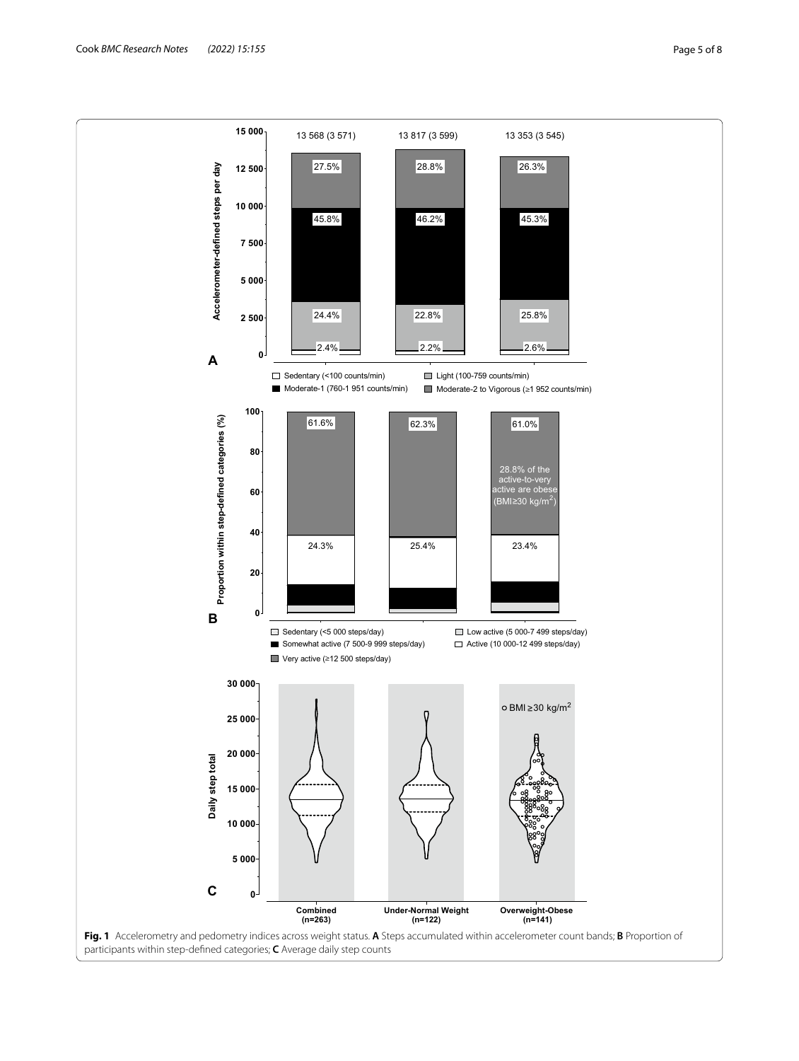**Fig. 1** Accelerometry and pedometry indices across weight status. **A** Steps accumulated within accelerometer count bands; **B** Proportion of participants within step-defined categories; **C** Average daily step counts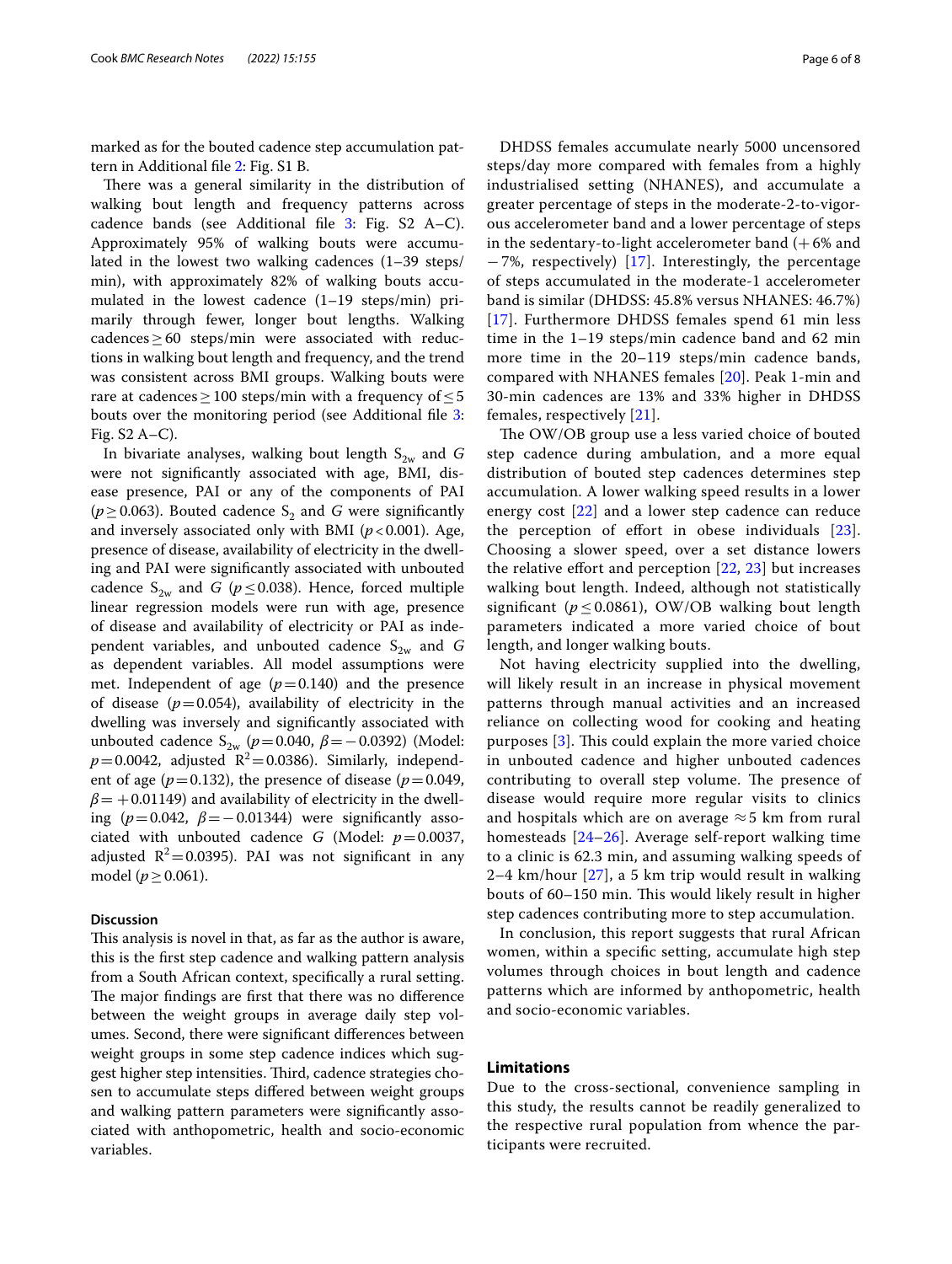marked as for the bouted cadence step accumulation pattern in Additional file 2: Fig. S1 B.

There was a general similarity in the distribution of walking bout length and frequency patterns across cadence bands (see Additional file 3: Fig. S2 A–C). Approximately 95% of walking bouts were accumulated in the lowest two walking cadences (1–39 steps/min), with approximately 82% of walking bouts accumulated in the lowest cadence (1–19 steps/min) primarily through fewer, longer bout lengths. Walking cadences ≥ 60 steps/min were associated with reductions in walking bout length and frequency, and the trend was consistent across BMI groups. Walking bouts were rare at cadences ≥ 100 steps/min with a frequency of ≤ 5 bouts over the monitoring period (see Additional file 3: Fig. S2 A–C).

In bivariate analyses, walking bout length $S_{2w}$ and $G$ were not significantly associated with age, BMI, disease presence, PAI or any of the components of PAI ($p \geq 0.063$). Bouted cadence $S_2$ and $G$ were significantly and inversely associated only with BMI ($p < 0.001$). Age, presence of disease, availability of electricity in the dwelling and PAI were significantly associated with unbouted cadence $S_{2w}$ and $G$ ($p \leq 0.038$). Hence, forced multiple linear regression models were run with age, presence of disease and availability of electricity or PAI as independent variables, and unbouted cadence $S_{2w}$ and $G$ as dependent variables. All model assumptions were met. Independent of age ($p = 0.140$) and the presence of disease ($p = 0.054$), availability of electricity in the dwelling was inversely and significantly associated with unbouted cadence $S_{2w}$ ($p = 0.040$, $\beta = -0.0392$) (Model: $p = 0.0042$, adjusted $R^2 = 0.0386$). Similarly, independent of age ($p = 0.132$), the presence of disease ($p = 0.049$, $\beta = +0.01149$) and availability of electricity in the dwelling ($p = 0.042$, $\beta = -0.01344$) were significantly associated with unbouted cadence $G$ (Model: $p = 0.0037$, adjusted $R^2 = 0.0395$). PAI was not significant in any model ($p \geq 0.061$).

## Discussion

This analysis is novel in that, as far as the author is aware, this is the first step cadence and walking pattern analysis from a South African context, specifically a rural setting. The major findings are first that there was no difference between the weight groups in average daily step volumes. Second, there were significant differences between weight groups in some step cadence indices which suggest higher step intensities. Third, cadence strategies chosen to accumulate steps differed between weight groups and walking pattern parameters were significantly associated with anthopometric, health and socio-economic variables.

DHDSS females accumulate nearly 5000 uncensored steps/day more compared with females from a highly industrialised setting (NHANES), and accumulate a greater percentage of steps in the moderate-2-to-vigorous accelerometer band and a lower percentage of steps in the sedentary-to-light accelerometer band (+ 6% and − 7%, respectively) [17]. Interestingly, the percentage of steps accumulated in the moderate-1 accelerometer band is similar (DHDSS: 45.8% versus NHANES: 46.7%) [17]. Furthermore DHDSS females spend 61 min less time in the 1–19 steps/min cadence band and 62 min more time in the 20–119 steps/min cadence bands, compared with NHANES females [20]. Peak 1-min and 30-min cadences are 13% and 33% higher in DHDSS females, respectively [21].

The OW/OB group use a less varied choice of bouted step cadence during ambulation, and a more equal distribution of bouted step cadences determines step accumulation. A lower walking speed results in a lower energy cost [22] and a lower step cadence can reduce the perception of effort in obese individuals [23]. Choosing a slower speed, over a set distance lowers the relative effort and perception [22, 23] but increases walking bout length. Indeed, although not statistically significant ($p \leq 0.0861$), OW/OB walking bout length parameters indicated a more varied choice of bout length, and longer walking bouts.

Not having electricity supplied into the dwelling, will likely result in an increase in physical movement patterns through manual activities and an increased reliance on collecting wood for cooking and heating purposes [3]. This could explain the more varied choice in unbouted cadence and higher unbouted cadences contributing to overall step volume. The presence of disease would require more regular visits to clinics and hospitals which are on average ≈ 5 km from rural homesteads [24–26]. Average self-report walking time to a clinic is 62.3 min, and assuming walking speeds of 2–4 km/hour [27], a 5 km trip would result in walking bouts of 60–150 min. This would likely result in higher step cadences contributing more to step accumulation.

In conclusion, this report suggests that rural African women, within a specific setting, accumulate high step volumes through choices in bout length and cadence patterns which are informed by anthopometric, health and socio-economic variables.

## Limitations

Due to the cross-sectional, convenience sampling in this study, the results cannot be readily generalized to the respective rural population from whence the participants were recruited.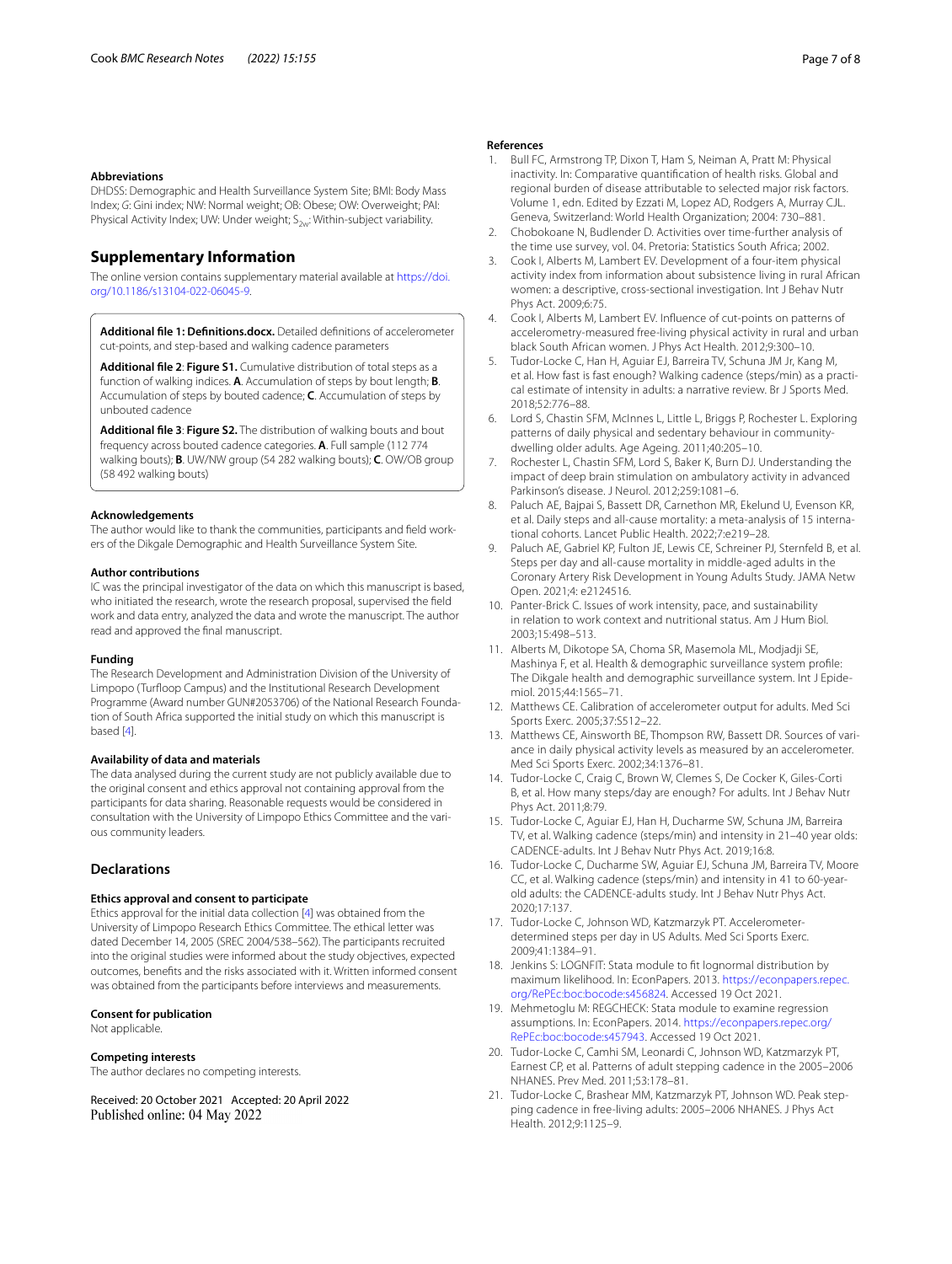### Abbreviations

DHDSS: Demographic and Health Surveillance System Site; BMI: Body Mass Index; *G*: Gini index; NW: Normal weight; OB: Obese; OW: Overweight; PAI: Physical Activity Index; UW: Under weight; $S_{2w}$: Within-subject variability.

## Supplementary Information

The online version contains supplementary material available at https://doi.org/10.1186/s13104-022-06045-9.

**Additional file 1: Definitions.docx.** Detailed definitions of accelerometer cut-points, and step-based and walking cadence parameters

**Additional file 2**: **Figure S1.** Cumulative distribution of total steps as a function of walking indices. **A**. Accumulation of steps by bout length; **B**. Accumulation of steps by bouted cadence; **C**. Accumulation of steps by unbouted cadence

**Additional file 3**: **Figure S2.** The distribution of walking bouts and bout frequency across bouted cadence categories. **A**. Full sample (112 774 walking bouts); **B**. UW/NW group (54 282 walking bouts); **C**. OW/OB group (58 492 walking bouts)

### Acknowledgements

The author would like to thank the communities, participants and field workers of the Dikgale Demographic and Health Surveillance System Site.

### Author contributions

IC was the principal investigator of the data on which this manuscript is based, who initiated the research, wrote the research proposal, supervised the field work and data entry, analyzed the data and wrote the manuscript. The author read and approved the final manuscript.

### Funding

The Research Development and Administration Division of the University of Limpopo (Turfloop Campus) and the Institutional Research Development Programme (Award number GUN#2053706) of the National Research Foundation of South Africa supported the initial study on which this manuscript is based [4].

### Availability of data and materials

The data analysed during the current study are not publicly available due to the original consent and ethics approval not containing approval from the participants for data sharing. Reasonable requests would be considered in consultation with the University of Limpopo Ethics Committee and the various community leaders.

## Declarations

### Ethics approval and consent to participate

Ethics approval for the initial data collection [4] was obtained from the University of Limpopo Research Ethics Committee. The ethical letter was dated December 14, 2005 (SREC 2004/538–562). The participants recruited into the original studies were informed about the study objectives, expected outcomes, benefits and the risks associated with it. Written informed consent was obtained from the participants before interviews and measurements.

### Consent for publication

Not applicable.

### Competing interests

The author declares no competing interests.

Received: 20 October 2021 Accepted: 20 April 2022
Published online: 04 May 2022

### References

1. Bull FC, Armstrong TP, Dixon T, Ham S, Neiman A, Pratt M: Physical inactivity. In: Comparative quantification of health risks. Global and regional burden of disease attributable to selected major risk factors. Volume 1, edn. Edited by Ezzati M, Lopez AD, Rodgers A, Murray CJL. Geneva, Switzerland: World Health Organization; 2004: 730–881.
2. Chobokoane N, Budlender D. Activities over time-further analysis of the time use survey, vol. 04. Pretoria: Statistics South Africa; 2002.
3. Cook I, Alberts M, Lambert EV. Development of a four-item physical activity index from information about subsistence living in rural African women: a descriptive, cross-sectional investigation. Int J Behav Nutr Phys Act. 2009;6:75.
4. Cook I, Alberts M, Lambert EV. Influence of cut-points on patterns of accelerometry-measured free-living physical activity in rural and urban black South African women. J Phys Act Health. 2012;9:300–10.
5. Tudor-Locke C, Han H, Aguiar EJ, Barreira TV, Schuna JM Jr, Kang M, et al. How fast is fast enough? Walking cadence (steps/min) as a practical estimate of intensity in adults: a narrative review. Br J Sports Med. 2018;52:776–88.
6. Lord S, Chastin SFM, McInnes L, Little L, Briggs P, Rochester L. Exploring patterns of daily physical and sedentary behaviour in community-dwelling older adults. Age Ageing. 2011;40:205–10.
7. Rochester L, Chastin SFM, Lord S, Baker K, Burn DJ. Understanding the impact of deep brain stimulation on ambulatory activity in advanced Parkinson's disease. J Neurol. 2012;259:1081–6.
8. Paluch AE, Bajpai S, Bassett DR, Carnethon MR, Ekelund U, Evenson KR, et al. Daily steps and all-cause mortality: a meta-analysis of 15 international cohorts. Lancet Public Health. 2022;7:e219–28.
9. Paluch AE, Gabriel KP, Fulton JE, Lewis CE, Schreiner PJ, Sternfeld B, et al. Steps per day and all-cause mortality in middle-aged adults in the Coronary Artery Risk Development in Young Adults Study. JAMA Netw Open. 2021;4: e2124516.
10. Panter-Brick C. Issues of work intensity, pace, and sustainability in relation to work context and nutritional status. Am J Hum Biol. 2003;15:498–513.
11. Alberts M, Dikotope SA, Choma SR, Masemola ML, Modjadji SE, Mashinya F, et al. Health & demographic surveillance system profile: The Dikgale health and demographic surveillance system. Int J Epidemiol. 2015;44:1565–71.
12. Matthews CE. Calibration of accelerometer output for adults. Med Sci Sports Exerc. 2005;37:S512–22.
13. Matthews CE, Ainsworth BE, Thompson RW, Bassett DR. Sources of variance in daily physical activity levels as measured by an accelerometer. Med Sci Sports Exerc. 2002;34:1376–81.
14. Tudor-Locke C, Craig C, Brown W, Clemes S, De Cocker K, Giles-Corti B, et al. How many steps/day are enough? For adults. Int J Behav Nutr Phys Act. 2011;8:79.
15. Tudor-Locke C, Aguiar EJ, Han H, Ducharme SW, Schuna JM, Barreira TV, et al. Walking cadence (steps/min) and intensity in 21–40 year olds: CADENCE-adults. Int J Behav Nutr Phys Act. 2019;16:8.
16. Tudor-Locke C, Ducharme SW, Aguiar EJ, Schuna JM, Barreira TV, Moore CC, et al. Walking cadence (steps/min) and intensity in 41 to 60-year-old adults: the CADENCE-adults study. Int J Behav Nutr Phys Act. 2020;17:137.
17. Tudor-Locke C, Johnson WD, Katzmarzyk PT. Accelerometer-determined steps per day in US Adults. Med Sci Sports Exerc. 2009;41:1384–91.
18. Jenkins S: LOGNFIT: Stata module to fit lognormal distribution by maximum likelihood. In: EconPapers. 2013. https://econpapers.repec.org/RePEc:boc:bocode:s456824. Accessed 19 Oct 2021.
19. Mehmetoglu M: REGCHECK: Stata module to examine regression assumptions. In: EconPapers. 2014. https://econpapers.repec.org/RePEc:boc:bocode:s457943. Accessed 19 Oct 2021.
20. Tudor-Locke C, Camhi SM, Leonardi C, Johnson WD, Katzmarzyk PT, Earnest CP, et al. Patterns of adult stepping cadence in the 2005–2006 NHANES. Prev Med. 2011;53:178–81.
21. Tudor-Locke C, Brashear MM, Katzmarzyk PT, Johnson WD. Peak stepping cadence in free-living adults: 2005–2006 NHANES. J Phys Act Health. 2012;9:1125–9.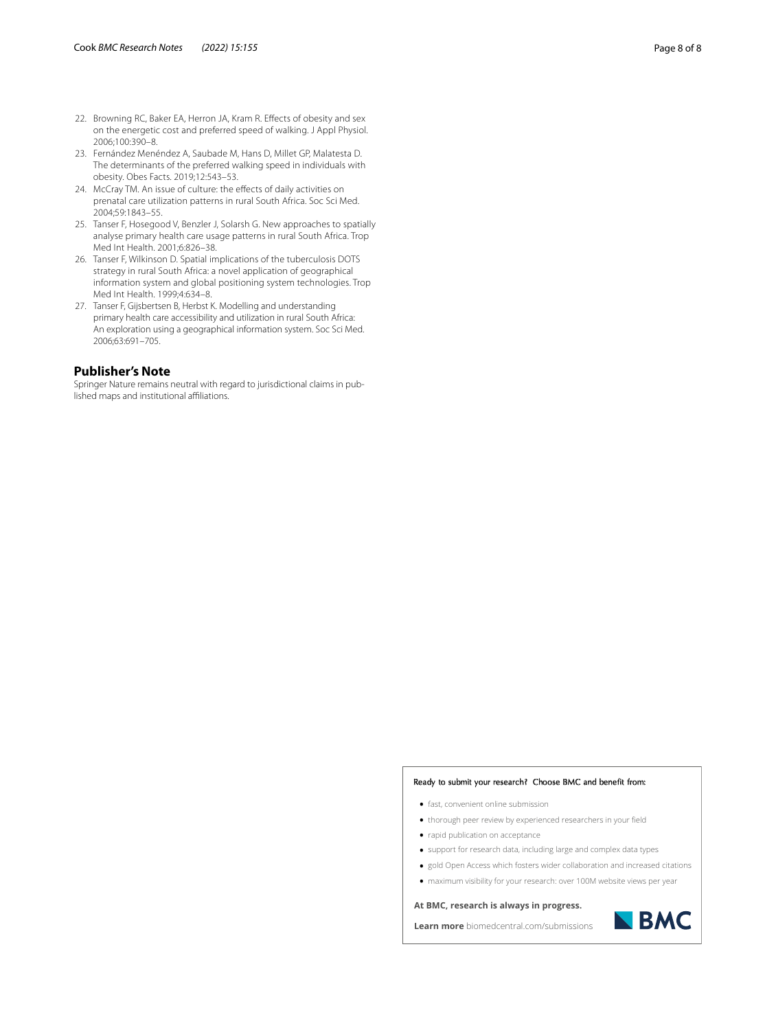22. Browning RC, Baker EA, Herron JA, Kram R. Effects of obesity and sex on the energetic cost and preferred speed of walking. J Appl Physiol. 2006;100:390–8.
23. Fernández Menéndez A, Saubade M, Hans D, Millet GP, Malatesta D. The determinants of the preferred walking speed in individuals with obesity. Obes Facts. 2019;12:543–53.
24. McCray TM. An issue of culture: the effects of daily activities on prenatal care utilization patterns in rural South Africa. Soc Sci Med. 2004;59:1843–55.
25. Tanser F, Hosegood V, Benzler J, Solarsh G. New approaches to spatially analyse primary health care usage patterns in rural South Africa. Trop Med Int Health. 2001;6:826–38.
26. Tanser F, Wilkinson D. Spatial implications of the tuberculosis DOTS strategy in rural South Africa: a novel application of geographical information system and global positioning system technologies. Trop Med Int Health. 1999;4:634–8.
27. Tanser F, Gijsbertsen B, Herbst K. Modelling and understanding primary health care accessibility and utilization in rural South Africa: An exploration using a geographical information system. Soc Sci Med. 2006;63:691–705.

## Publisher's Note

Springer Nature remains neutral with regard to jurisdictional claims in published maps and institutional affiliations.

Ready to submit your research? Choose BMC and benefit from:

- fast, convenient online submission
- thorough peer review by experienced researchers in your field
- rapid publication on acceptance
- support for research data, including large and complex data types
- gold Open Access which fosters wider collaboration and increased citations
- maximum visibility for your research: over 100M website views per year

**At BMC, research is always in progress.**

**Learn more** biomedcentral.com/submissions

BMC